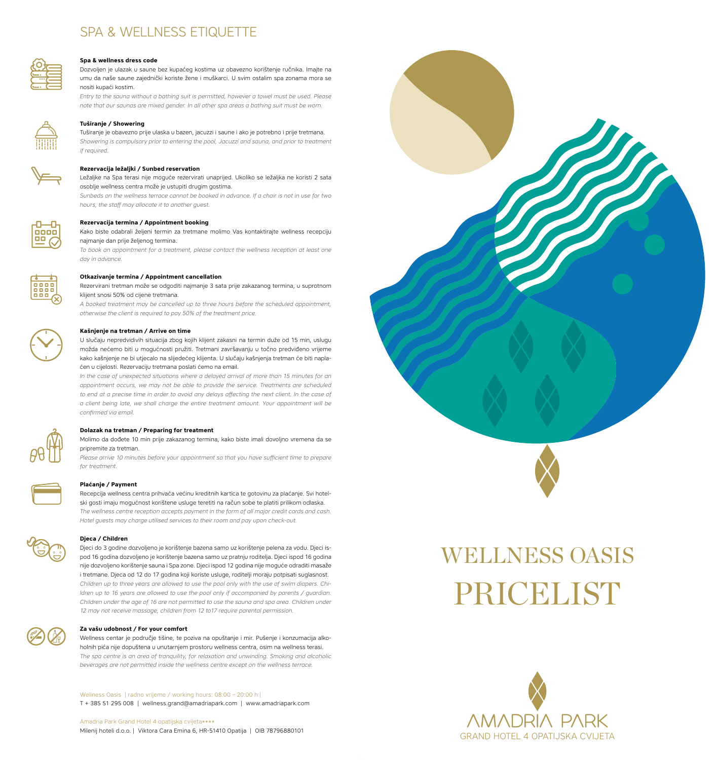# SPA & WELLNESS ETIQUETTE

### Spa & wellness dress code

Dozvoljen je ulazak u saune bez kupaćeg kostima uz obavezno korištenje ručnika. Imajte na umu da naše saune zajednički koriste žene i muškarci. U svim ostalim spa zonama mora se nositi kupaći kostim.

*Entry to the sauna without a bathing suit is permitted, however a towel must be used. Please note that our saunas are mixed gender. In all other spa areas a bathing suit must be worn.*

### Tuširanje / Showering

Tuširanje je obavezno prije ulaska u bazen, jacuzzi i saune i ako je potrebno i prije tretmana.

*Showering is compulsory prior to entering the pool, Jacuzzi and sauna, and prior to treatment if required.*

### Rezervacija ležaljki / Sunbed reservation

Ležaljke na Spa terasi nije moguće rezervirati unaprijed. Ukoliko se ležaljka ne koristi 2 sata osoblje wellness centra može je ustupiti drugim gostima.

*Sunbeds on the wellness terrace cannot be booked in advance. If a chair is not in use for two hours, the staff may allocate it to another guest.*

### Rezervacija termina / Appointment booking

Kako biste odabrali željeni termin za tretmane molimo Vas kontaktirajte wellness recepciju najmanje dan prije željenog termina.

*To book an appointment for a treatment, please contact the wellness reception at least one day in advance.*

### Otkazivanje termina / Appointment cancellation

Rezervirani tretman može se odgoditi najmanje 3 sata prije zakazanog termina, u suprotnom klijent snosi 50% od cijene tretmana.

*A booked treatment may be cancelled up to three hours before the scheduled appointment, otherwise the client is required to pay 50% of the treatment price.*

### Kašnjenje na tretman / Arrive on time

U slučaju nepredvidivih situacija zbog kojih klijent zakasni na termin duže od 15 min, uslugu možda nećemo biti u mogućnosti pružiti. Tretmani završavanju u točno predviđeno vrijeme kako kašnjenje ne bi utjecalo na slijedećeg klijenta. U slučaju kašnjenja tretman će biti naplaćen u cijelosti. Rezervaciju tretmana poslati ćemo na email.

*In the case of unexpected situations where a delayed arrival of more than 15 minutes for an appointment occurs, we may not be able to provide the service. Treatments are scheduled to end at a precise time in order to avoid any delays affecting the next client. In the case of a client being late, we shall charge the entire treatment amount. Your appointment will be confirmed via email.*

### Dolazak na tretman / Preparing for treatment

Molimo da dođete 10 min prije zakazanog termina, kako biste imali dovoljno vremena da se pripremite za tretman.

*Please arrive 10 minutes before your appointment so that you have sufficient time to prepare for treatment.*

### Plaćanje / Payment

Recepcija wellness centra prihvaća većinu kreditnih kartica te gotovinu za plaćanje. Svi hotelski gosti imaju mogućnost korištene usluge teretiti na račun sobe te platiti prilikom odlaska.

*The wellness centre reception accepts payment in the form of all major credit cards and cash. Hotel guests may charge utilised services to their room and pay upon check-out.*

### Djeca / Children

Djeci do 3 godine dozvoljeno je korištenje bazena samo uz korištenje pelena za vodu. Djeci ispod 16 godina dozvoljeno je korištenje bazena samo uz pratnju roditelja. Djeci ispod 16 godina nije dozvoljeno korištenje sauna i Spa zone. Djeci ispod 12 godina nije moguće odraditi masaže i tretmane. Djeca od 12 do 17 godina koji koriste usluge, roditelji moraju potpisati suglasnost.

*Children up to three years are allowed to use the pool only with the use of swim diapers. Children up to 16 years are allowed to use the pool only if accompanied by parents / guardian. Children under the age of 16 are not permitted to use the sauna and spa area. Children under 12 may not receive massage, children from 12 to17 require parental permission.*

### Za vašu udobnost / For your comfort

Wellness centar je područje tišine, te poziva na opuštanje i mir. Pušenje i konzumacija alkoholnih pića nije dopuštena u unutarnjem prostoru wellness centra, osim na wellness terasi.

*The spa centre is an area of tranquility, for relaxation and unwinding. Smoking and alcoholic beverages are not permitted inside the wellness centre except on the wellness terrace.*

Wellness Oasis | radno vrijeme / working hours: 08:00 – 20:00 h |
T + 385 51 295 008 | wellness.grand@amadriapark.com | www.amadriapark.com

Amadria Park Grand Hotel 4 opatijska cvijeta****
Milenij hoteli d.o.o. | Viktora Cara Emina 6, HR-51410 Opatija | OIB 78796880101

# WELLNESS OASIS
# PRICELIST

AMADRIA PARK
GRAND HOTEL 4 OPATIJSKA CVIJETA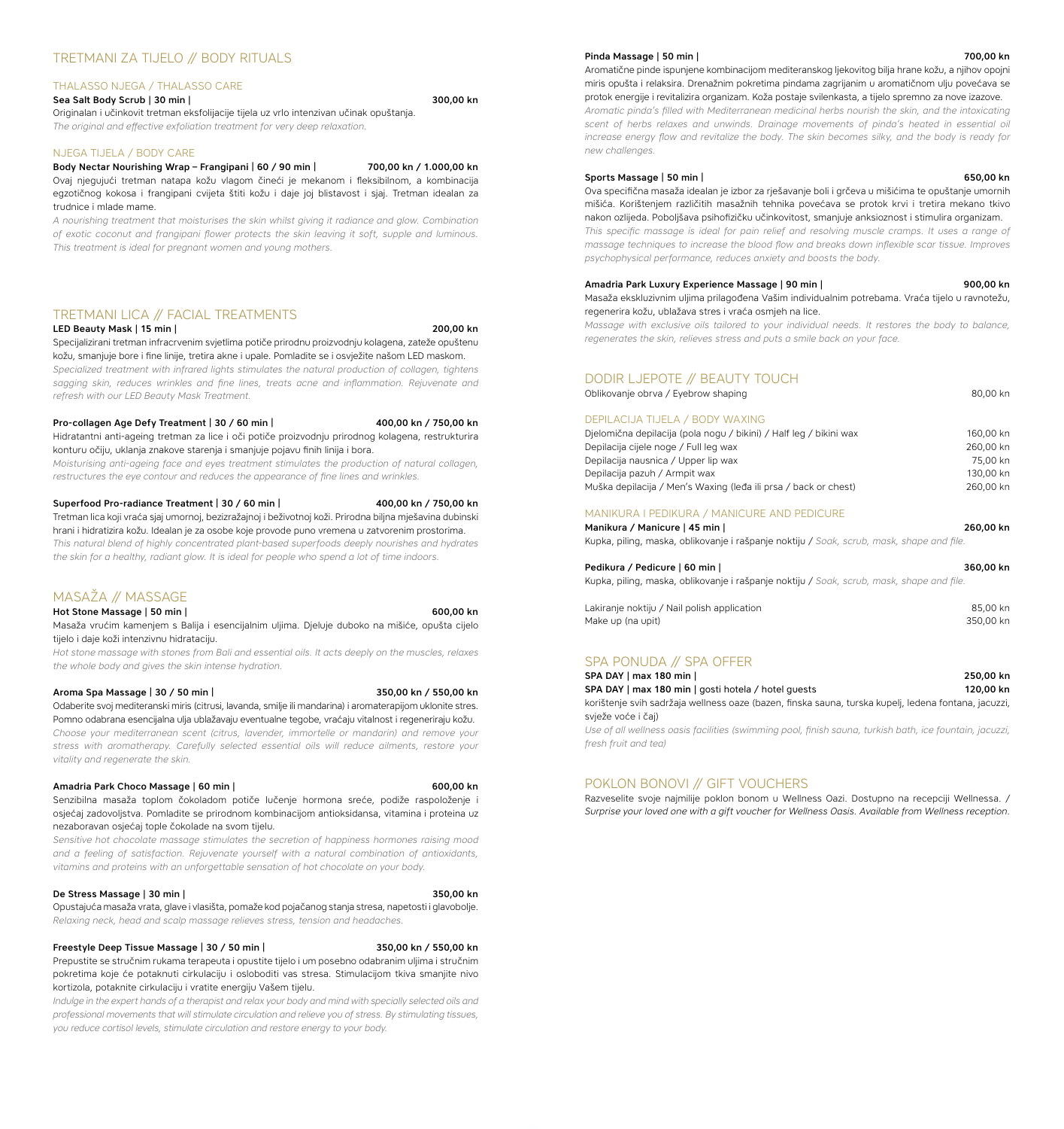# TRETMANI ZA TIJELO // BODY RITUALS

## THALASSO NJEGA / THALASSO CARE

**Sea Salt Body Scrub | 30 min | 300,00 kn**

Originalan i učinkovit tretman eksfolijacije tijela uz vrlo intenzivan učinak opuštanja.

*The original and effective exfoliation treatment for very deep relaxation.*

## NJEGA TIJELA / BODY CARE

**Body Nectar Nourishing Wrap – Frangipani | 60 / 90 min | 700,00 kn / 1.000,00 kn**

Ovaj njegujući tretman natapa kožu vlagom čineći je mekanom i fleksibilnom, a kombinacija egzotičnog kokosa i frangipani cvijeta štiti kožu i daje joj blistavost i sjaj. Tretman idealan za trudnice i mlade mame.

*A nourishing treatment that moisturises the skin whilst giving it radiance and glow. Combination of exotic coconut and frangipani flower protects the skin leaving it soft, supple and luminous. This treatment is ideal for pregnant women and young mothers.*

# TRETMANI LICA // FACIAL TREATMENTS

**LED Beauty Mask | 15 min | 200,00 kn**

Specijalizirani tretman infracrvenim svjetlima potiče prirodnu proizvodnju kolagena, zateže opuštenu kožu, smanjuje bore i fine linije, tretira akne i upale. Pomladite se i osvježite našom LED maskom.

*Specialized treatment with infrared lights stimulates the natural production of collagen, tightens sagging skin, reduces wrinkles and fine lines, treats acne and inflammation. Rejuvenate and refresh with our LED Beauty Mask Treatment.*

**Pro-collagen Age Defy Treatment | 30 / 60 min | 400,00 kn / 750,00 kn**

Hidratantni anti-ageing tretman za lice i oči potiče proizvodnju prirodnog kolagena, restrukturira konturu očiju, uklanja znakove starenja i smanjuje pojavu finih linija i bora.

*Moisturising anti-ageing face and eyes treatment stimulates the production of natural collagen, restructures the eye contour and reduces the appearance of fine lines and wrinkles.*

**Superfood Pro-radiance Treatment | 30 / 60 min | 400,00 kn / 750,00 kn**

Tretman lica koji vraća sjaj umornoj, bezizražajnoj i beživotnoj koži. Prirodna biljna mješavina dubinski hrani i hidratizira kožu. Idealan je za osobe koje provode puno vremena u zatvorenim prostorima.

*This natural blend of highly concentrated plant-based superfoods deeply nourishes and hydrates the skin for a healthy, radiant glow. It is ideal for people who spend a lot of time indoors.*

# MASAŽA // MASSAGE

**Hot Stone Massage | 50 min | 600,00 kn**

Masaža vrućim kamenjem s Balija i esencijalnim uljima. Djeluje duboko na mišiće, opušta cijelo tijelo i daje koži intenzivnu hidrataciju.

*Hot stone massage with stones from Bali and essential oils. It acts deeply on the muscles, relaxes the whole body and gives the skin intense hydration.*

**Aroma Spa Massage | 30 / 50 min | 350,00 kn / 550,00 kn**

Odaberite svoj mediteranski miris (citrusi, lavanda, smilje ili mandarina) i aromaterapijom uklonite stres. Pomno odabrana esencijalna ulja ublažavaju eventualne tegobe, vraćaju vitalnost i regeneriraju kožu.

*Choose your mediterranean scent (citrus, lavender, immortelle or mandarin) and remove your stress with aromatherapy. Carefully selected essential oils will reduce ailments, restore your vitality and regenerate the skin.*

**Amadria Park Choco Massage | 60 min | 600,00 kn**

Senzibilna masaža toplom čokoladom potiče lučenje hormona sreće, podiže raspoloženje i osjećaj zadovoljstva. Pomladite se prirodnom kombinacijom antioksidansa, vitamina i proteina uz nezaboravan osjećaj tople čokolade na svom tijelu.

*Sensitive hot chocolate massage stimulates the secretion of happiness hormones raising mood and a feeling of satisfaction. Rejuvenate yourself with a natural combination of antioxidants, vitamins and proteins with an unforgettable sensation of hot chocolate on your body.*

**De Stress Massage | 30 min | 350,00 kn**

Opustajuća masaža vrata, glave i vlasišta, pomaže kod pojačanog stanja stresa, napetosti i glavobolje.

*Relaxing neck, head and scalp massage relieves stress, tension and headaches.*

**Freestyle Deep Tissue Massage | 30 / 50 min | 350,00 kn / 550,00 kn**

Prepustite se stručnim rukama terapeuta i opustite tijelo i um posebno odabranim uljima i stručnim pokretima koje će potaknuti cirkulaciju i osloboditi vas stresa. Stimulacijom tkiva smanjite nivo kortizola, potaknite cirkulaciju i vratite energiju Vašem tijelu.

*Indulge in the expert hands of a therapist and relax your body and mind with specially selected oils and professional movements that will stimulate circulation and relieve you of stress. By stimulating tissues, you reduce cortisol levels, stimulate circulation and restore energy to your body.*

**Pinda Massage | 50 min | 700,00 kn**

Aromatične pinde ispunjene kombinacijom mediteranskog ljekovitog bilja hrane kožu, a njihov opojni miris opušta i relaksira. Drenažnim pokretima pindama zagrijanim u aromatičnom ulju povećava se protok energije i revitalizira organizam. Koža postaje svilenkasta, a tijelo spremno za nove izazove.

*Aromatic pinda's filled with Mediterranean medicinal herbs nourish the skin, and the intoxicating scent of herbs relaxes and unwinds. Drainage movements of pinda's heated in essential oil increase energy flow and revitalize the body. The skin becomes silky, and the body is ready for new challenges.*

**Sports Massage | 50 min | 650,00 kn**

Ova specifična masaža idealan je izbor za rješavanje boli i grčeva u mišićima te opuštanje umornih mišića. Korištenjem različitih masažnih tehnika povećava se protok krvi i tretira mekano tkivo nakon ozlijeda. Poboljšava psihofizičku učinkovitost, smanjuje anksioznost i stimulira organizam.

*This specific massage is ideal for pain relief and resolving muscle cramps. It uses a range of massage techniques to increase the blood flow and breaks down inflexible scar tissue. Improves psychophysical performance, reduces anxiety and boosts the body.*

**Amadria Park Luxury Experience Massage | 90 min | 900,00 kn**

Masaža ekskluzivnim uljima prilagođena Vašim individualnim potrebama. Vraća tijelo u ravnotežu, regenerira kožu, ublažava stres i vraća osmjeh na lice.

*Massage with exclusive oils tailored to your individual needs. It restores the body to balance, regenerates the skin, relieves stress and puts a smile back on your face.*

# DODIR LJEPOTE // BEAUTY TOUCH

| | |
|---|---|
| Oblikovanje obrva / Eyebrow shaping | 80,00 kn |

## DEPILACIJA TIJELA / BODY WAXING

| | |
|---|---|
| Djelomična depilacija (pola nogu / bikini) / Half leg / bikini wax | 160,00 kn |
| Depilacija cijele noge / Full leg wax | 260,00 kn |
| Depilacija nausnica / Upper lip wax | 75,00 kn |
| Depilacija pazuh / Armpit wax | 130,00 kn |
| Muška depilacija / Men's Waxing (leđa ili prsa / back or chest) | 260,00 kn |

## MANIKURA I PEDIKURA / MANICURE AND PEDICURE

**Manikura / Manicure | 45 min | 260,00 kn**

Kupka, piling, maska, oblikovanje i rašpanje noktiju / *Soak, scrub, mask, shape and file.*

**Pedikura / Pedicure | 60 min | 360,00 kn**

Kupka, piling, maska, oblikovanje i rašpanje noktiju / *Soak, scrub, mask, shape and file.*

| | |
|---|---|
| Lakiranje noktiju / Nail polish application | 85,00 kn |
| Make up (na upit) | 350,00 kn |

# SPA PONUDA // SPA OFFER

**SPA DAY | max 180 min | 250,00 kn**

**SPA DAY | max 180 min |** gosti hotela / hotel guests **120,00 kn**

korištenje svih sadržaja wellness oaze (bazen, finska sauna, turska kupelj, ledena fontana, jacuzzi, svježe voće i čaj)

*Use of all wellness oasis facilities (swimming pool, finish sauna, turkish bath, ice fountain, jacuzzi, fresh fruit and tea)*

# POKLON BONOVI // GIFT VOUCHERS

Razveselite svoje najmilije poklon bonom u Wellness Oazi. Dostupno na recepciji Wellnessa. / *Surprise your loved one with a gift voucher for Wellness Oasis. Available from Wellness reception.*